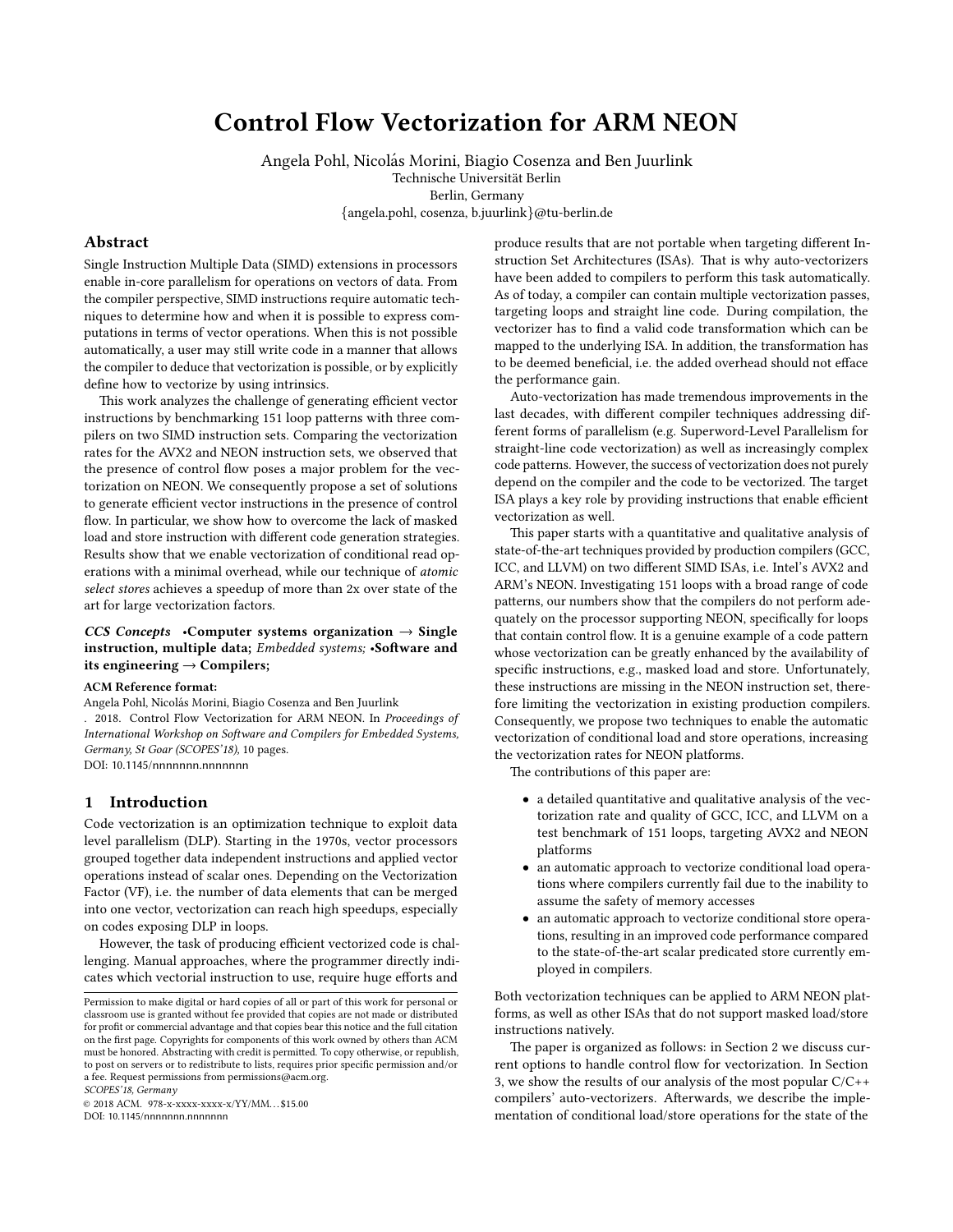# Control Flow Vectorization for ARM NEON

Angela Pohl, Nicolás Morini, Biagio Cosenza and Ben Juurlink
Technische Universität Berlin
Berlin, Germany
{angela.pohl, cosenza, b.juurlink}@tu-berlin.de

## Abstract

Single Instruction Multiple Data (SIMD) extensions in processors enable in-core parallelism for operations on vectors of data. From the compiler perspective, SIMD instructions require automatic techniques to determine how and when it is possible to express computations in terms of vector operations. When this is not possible automatically, a user may still write code in a manner that allows the compiler to deduce that vectorization is possible, or by explicitly define how to vectorize by using intrinsics.

This work analyzes the challenge of generating efficient vector instructions by benchmarking 151 loop patterns with three compilers on two SIMD instruction sets. Comparing the vectorization rates for the AVX2 and NEON instruction sets, we observed that the presence of control flow poses a major problem for the vectorization on NEON. We consequently propose a set of solutions to generate efficient vector instructions in the presence of control flow. In particular, we show how to overcome the lack of masked load and store instruction with different code generation strategies. Results show that we enable vectorization of conditional read operations with a minimal overhead, while our technique of *atomic select stores* achieves a speedup of more than 2x over state of the art for large vectorization factors.

***CCS Concepts*** •**Computer systems organization → Single instruction, multiple data;** *Embedded systems;* •**Software and its engineering → Compilers;**

**ACM Reference format:**
Angela Pohl, Nicolás Morini, Biagio Cosenza and Ben Juurlink
. 2018. Control Flow Vectorization for ARM NEON. In *Proceedings of International Workshop on Software and Compilers for Embedded Systems, Germany, St Goar (SCOPES'18),* 10 pages.
DOI: 10.1145/nnnnnnn.nnnnnnn

## 1 Introduction

Code vectorization is an optimization technique to exploit data level parallelism (DLP). Starting in the 1970s, vector processors grouped together data independent instructions and applied vector operations instead of scalar ones. Depending on the Vectorization Factor (VF), i.e. the number of data elements that can be merged into one vector, vectorization can reach high speedups, especially on codes exposing DLP in loops.

However, the task of producing efficient vectorized code is challenging. Manual approaches, where the programmer directly indicates which vectorial instruction to use, require huge efforts and produce results that are not portable when targeting different Instruction Set Architectures (ISAs). That is why auto-vectorizers have been added to compilers to perform this task automatically. As of today, a compiler can contain multiple vectorization passes, targeting loops and straight line code. During compilation, the vectorizer has to find a valid code transformation which can be mapped to the underlying ISA. In addition, the transformation has to be deemed beneficial, i.e. the added overhead should not efface the performance gain.

Auto-vectorization has made tremendous improvements in the last decades, with different compiler techniques addressing different forms of parallelism (e.g. Superword-Level Parallelism for straight-line code vectorization) as well as increasingly complex code patterns. However, the success of vectorization does not purely depend on the compiler and the code to be vectorized. The target ISA plays a key role by providing instructions that enable efficient vectorization as well.

This paper starts with a quantitative and qualitative analysis of state-of-the-art techniques provided by production compilers (GCC, ICC, and LLVM) on two different SIMD ISAs, i.e. Intel's AVX2 and ARM's NEON. Investigating 151 loops with a broad range of code patterns, our numbers show that the compilers do not perform adequately on the processor supporting NEON, specifically for loops that contain control flow. It is a genuine example of a code pattern whose vectorization can be greatly enhanced by the availability of specific instructions, e.g., masked load and store. Unfortunately, these instructions are missing in the NEON instruction set, therefore limiting the vectorization in existing production compilers. Consequently, we propose two techniques to enable the automatic vectorization of conditional load and store operations, increasing the vectorization rates for NEON platforms.

The contributions of this paper are:

- a detailed quantitative and qualitative analysis of the vectorization rate and quality of GCC, ICC, and LLVM on a test benchmark of 151 loops, targeting AVX2 and NEON platforms
- an automatic approach to vectorize conditional load operations where compilers currently fail due to the inability to assume the safety of memory accesses
- an automatic approach to vectorize conditional store operations, resulting in an improved code performance compared to the state-of-the-art scalar predicated store currently employed in compilers.

Both vectorization techniques can be applied to ARM NEON platforms, as well as other ISAs that do not support masked load/store instructions natively.

The paper is organized as follows: in Section 2 we discuss current options to handle control flow for vectorization. In Section 3, we show the results of our analysis of the most popular C/C++ compilers' auto-vectorizers. Afterwards, we describe the implementation of conditional load/store operations for the state of the

Permission to make digital or hard copies of all or part of this work for personal or classroom use is granted without fee provided that copies are not made or distributed for profit or commercial advantage and that copies bear this notice and the full citation on the first page. Copyrights for components of this work owned by others than ACM must be honored. Abstracting with credit is permitted. To copy otherwise, or republish, to post on servers or to redistribute to lists, requires prior specific permission and/or a fee. Request permissions from permissions@acm.org.
*SCOPES'18, Germany*
© 2018 ACM. 978-x-xxxx-xxxx-x/YY/MM...$15.00
DOI: 10.1145/nnnnnnn.nnnnnnn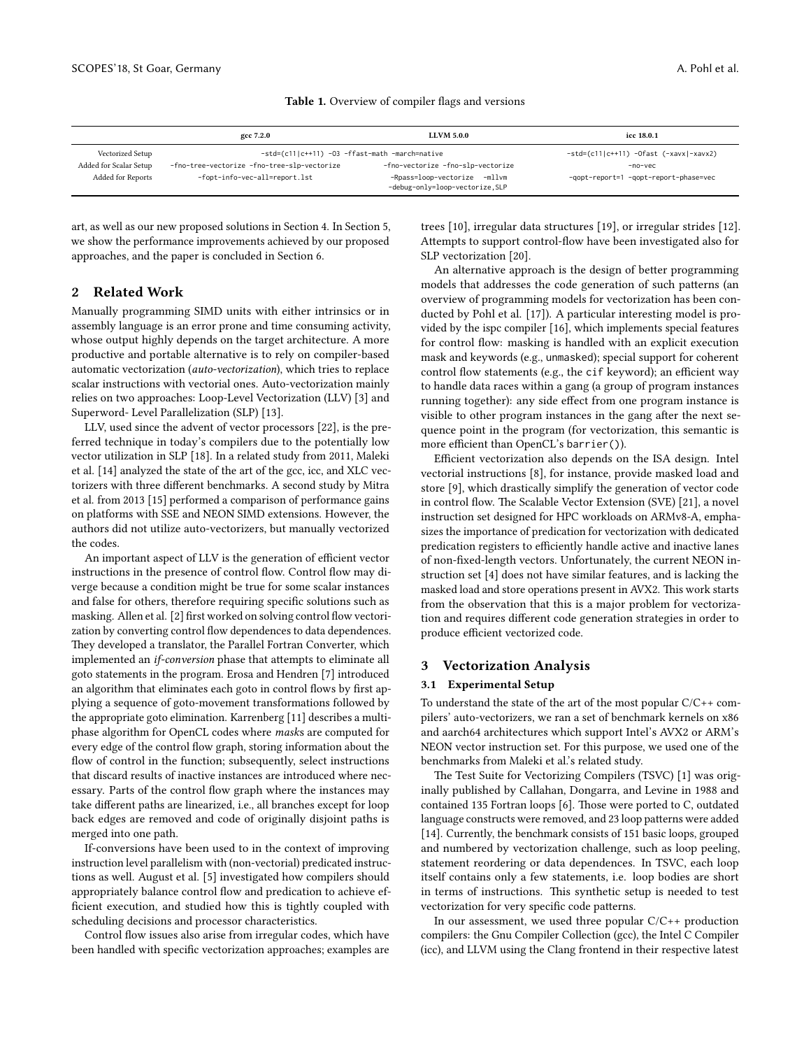**Table 1.** Overview of compiler flags and versions

| | gcc 7.2.0 | LLVM 5.0.0 | icc 18.0.1 |
|---|---|---|---|
| Vectorized Setup | -std=(c11\|c++11) -O3 -ffast-math -march=native | | -std=(c11\|c++11) -Ofast (-xavx\|-xavx2) |
| Added for Scalar Setup | -fno-tree-vectorize -fno-tree-slp-vectorize | -fno-vectorize -fno-slp-vectorize | -no-vec |
| Added for Reports | -fopt-info-vec-all=report.lst | -Rpass=loop-vectorize -mllvm -debug-only=loop-vectorize,SLP | -qopt-report=1 -qopt-report-phase=vec |

art, as well as our new proposed solutions in Section 4. In Section 5, we show the performance improvements achieved by our proposed approaches, and the paper is concluded in Section 6.

## 2 Related Work

Manually programming SIMD units with either intrinsics or in assembly language is an error prone and time consuming activity, whose output highly depends on the target architecture. A more productive and portable alternative is to rely on compiler-based automatic vectorization (*auto-vectorization*), which tries to replace scalar instructions with vectorial ones. Auto-vectorization mainly relies on two approaches: Loop-Level Vectorization (LLV) [3] and Superword- Level Parallelization (SLP) [13].

LLV, used since the advent of vector processors [22], is the preferred technique in today's compilers due to the potentially low vector utilization in SLP [18]. In a related study from 2011, Maleki et al. [14] analyzed the state of the art of the gcc, icc, and XLC vectorizers with three different benchmarks. A second study by Mitra et al. from 2013 [15] performed a comparison of performance gains on platforms with SSE and NEON SIMD extensions. However, the authors did not utilize auto-vectorizers, but manually vectorized the codes.

An important aspect of LLV is the generation of efficient vector instructions in the presence of control flow. Control flow may diverge because a condition might be true for some scalar instances and false for others, therefore requiring specific solutions such as masking. Allen et al. [2] first worked on solving control flow vectorization by converting control flow dependences to data dependences. They developed a translator, the Parallel Fortran Converter, which implemented an *if-conversion* phase that attempts to eliminate all goto statements in the program. Erosa and Hendren [7] introduced an algorithm that eliminates each goto in control flows by first applying a sequence of goto-movement transformations followed by the appropriate goto elimination. Karrenberg [11] describes a multi-phase algorithm for OpenCL codes where *mask*s are computed for every edge of the control flow graph, storing information about the flow of control in the function; subsequently, select instructions that discard results of inactive instances are introduced where necessary. Parts of the control flow graph where the instances may take different paths are linearized, i.e., all branches except for loop back edges are removed and code of originally disjoint paths is merged into one path.

If-conversions have been used to in the context of improving instruction level parallelism with (non-vectorial) predicated instructions as well. August et al. [5] investigated how compilers should appropriately balance control flow and predication to achieve efficient execution, and studied how this is tightly coupled with scheduling decisions and processor characteristics.

Control flow issues also arise from irregular codes, which have been handled with specific vectorization approaches; examples are trees [10], irregular data structures [19], or irregular strides [12]. Attempts to support control-flow have been investigated also for SLP vectorization [20].

An alternative approach is the design of better programming models that addresses the code generation of such patterns (an overview of programming models for vectorization has been conducted by Pohl et al. [17]). A particular interesting model is provided by the ispc compiler [16], which implements special features for control flow: masking is handled with an explicit execution mask and keywords (e.g., `unmasked`); special support for coherent control flow statements (e.g., the `cif` keyword); an efficient way to handle data races within a gang (a group of program instances running together): any side effect from one program instance is visible to other program instances in the gang after the next sequence point in the program (for vectorization, this semantic is more efficient than OpenCL's `barrier()`).

Efficient vectorization also depends on the ISA design. Intel vectorial instructions [8], for instance, provide masked load and store [9], which drastically simplify the generation of vector code in control flow. The Scalable Vector Extension (SVE) [21], a novel instruction set designed for HPC workloads on ARMv8-A, emphasizes the importance of predication for vectorization with dedicated predication registers to efficiently handle active and inactive lanes of non-fixed-length vectors. Unfortunately, the current NEON instruction set [4] does not have similar features, and is lacking the masked load and store operations present in AVX2. This work starts from the observation that this is a major problem for vectorization and requires different code generation strategies in order to produce efficient vectorized code.

## 3 Vectorization Analysis

### 3.1 Experimental Setup

To understand the state of the art of the most popular C/C++ compilers' auto-vectorizers, we ran a set of benchmark kernels on x86 and aarch64 architectures which support Intel's AVX2 or ARM's NEON vector instruction set. For this purpose, we used one of the benchmarks from Maleki et al.'s related study.

The Test Suite for Vectorizing Compilers (TSVC) [1] was originally published by Callahan, Dongarra, and Levine in 1988 and contained 135 Fortran loops [6]. Those were ported to C, outdated language constructs were removed, and 23 loop patterns were added [14]. Currently, the benchmark consists of 151 basic loops, grouped and numbered by vectorization challenge, such as loop peeling, statement reordering or data dependences. In TSVC, each loop itself contains only a few statements, i.e. loop bodies are short in terms of instructions. This synthetic setup is needed to test vectorization for very specific code patterns.

In our assessment, we used three popular C/C++ production compilers: the Gnu Compiler Collection (gcc), the Intel C Compiler (icc), and LLVM using the Clang frontend in their respective latest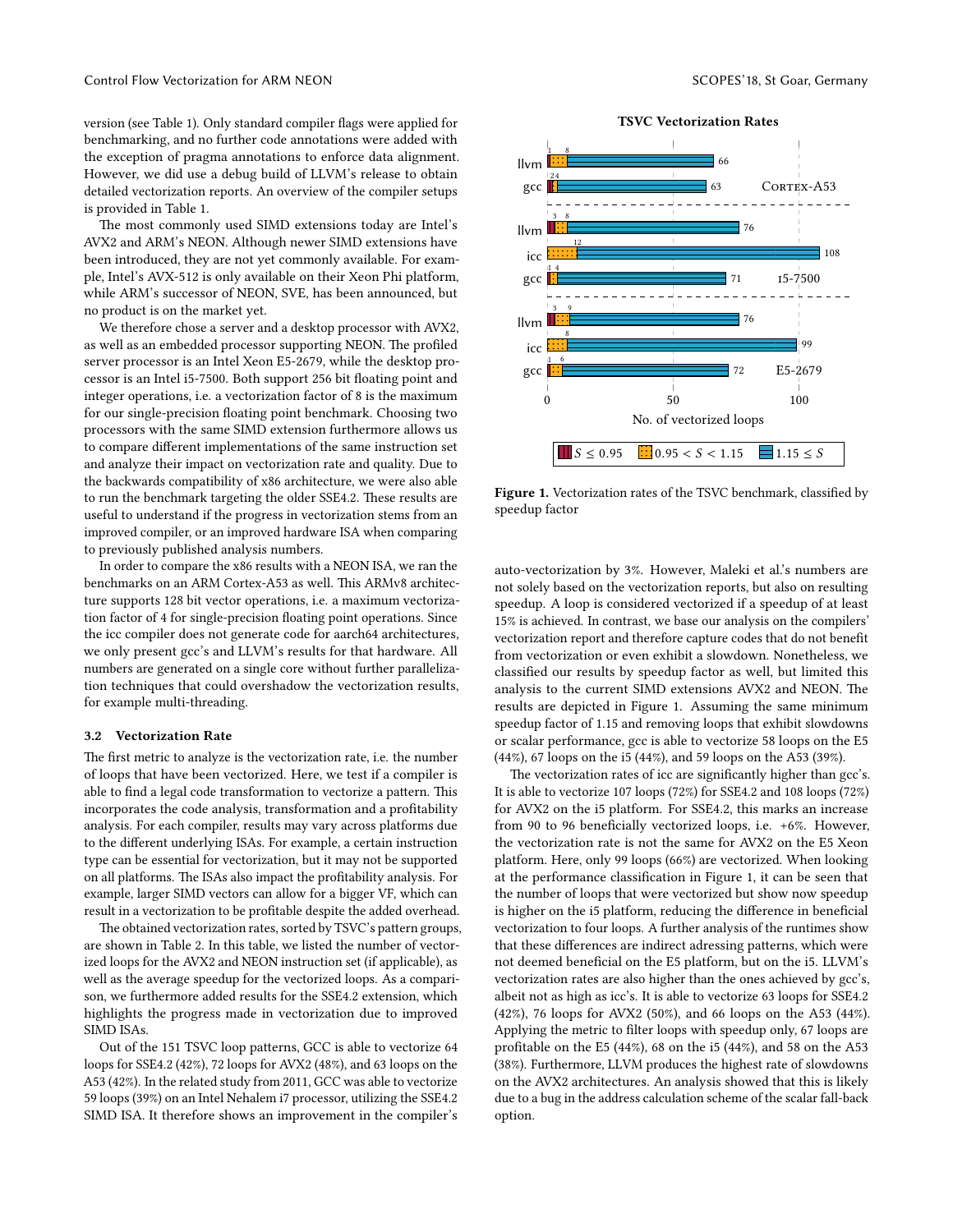version (see Table 1). Only standard compiler flags were applied for benchmarking, and no further code annotations were added with the exception of pragma annotations to enforce data alignment. However, we did use a debug build of LLVM's release to obtain detailed vectorization reports. An overview of the compiler setups is provided in Table 1.

The most commonly used SIMD extensions today are Intel's AVX2 and ARM's NEON. Although newer SIMD extensions have been introduced, they are not yet commonly available. For example, Intel's AVX-512 is only available on their Xeon Phi platform, while ARM's successor of NEON, SVE, has been announced, but no product is on the market yet.

We therefore chose a server and a desktop processor with AVX2, as well as an embedded processor supporting NEON. The profiled server processor is an Intel Xeon E5-2679, while the desktop processor is an Intel i5-7500. Both support 256 bit floating point and integer operations, i.e. a vectorization factor of 8 is the maximum for our single-precision floating point benchmark. Choosing two processors with the same SIMD extension furthermore allows us to compare different implementations of the same instruction set and analyze their impact on vectorization rate and quality. Due to the backwards compatibility of x86 architecture, we were also able to run the benchmark targeting the older SSE4.2. These results are useful to understand if the progress in vectorization stems from an improved compiler, or an improved hardware ISA when comparing to previously published analysis numbers.

In order to compare the x86 results with a NEON ISA, we ran the benchmarks on an ARM Cortex-A53 as well. This ARMv8 architecture supports 128 bit vector operations, i.e. a maximum vectorization factor of 4 for single-precision floating point operations. Since the icc compiler does not generate code for aarch64 architectures, we only present gcc's and LLVM's results for that hardware. All numbers are generated on a single core without further parallelization techniques that could overshadow the vectorization results, for example multi-threading.

### 3.2 Vectorization Rate

The first metric to analyze is the vectorization rate, i.e. the number of loops that have been vectorized. Here, we test if a compiler is able to find a legal code transformation to vectorize a pattern. This incorporates the code analysis, transformation and a profitability analysis. For each compiler, results may vary across platforms due to the different underlying ISAs. For example, a certain instruction type can be essential for vectorization, but it may not be supported on all platforms. The ISAs also impact the profitability analysis. For example, larger SIMD vectors can allow for a bigger VF, which can result in a vectorization to be profitable despite the added overhead.

The obtained vectorization rates, sorted by TSVC's pattern groups, are shown in Table 2. In this table, we listed the number of vectorized loops for the AVX2 and NEON instruction set (if applicable), as well as the average speedup for the vectorized loops. As a comparison, we furthermore added results for the SSE4.2 extension, which highlights the progress made in vectorization due to improved SIMD ISAs.

Out of the 151 TSVC loop patterns, GCC is able to vectorize 64 loops for SSE4.2 (42%), 72 loops for AVX2 (48%), and 63 loops on the A53 (42%). In the related study from 2011, GCC was able to vectorize 59 loops (39%) on an Intel Nehalem i7 processor, utilizing the SSE4.2 SIMD ISA. It therefore shows an improvement in the compiler's auto-vectorization by 3%. However, Maleki et al.'s numbers are not solely based on the vectorization reports, but also on resulting speedup. A loop is considered vectorized if a speedup of at least 15% is achieved. In contrast, we base our analysis on the compilers' vectorization report and therefore capture codes that do not benefit from vectorization or even exhibit a slowdown. Nonetheless, we classified our results by speedup factor as well, but limited this analysis to the current SIMD extensions AVX2 and NEON. The results are depicted in Figure 1. Assuming the same minimum speedup factor of 1.15 and removing loops that exhibit slowdowns or scalar performance, gcc is able to vectorize 58 loops on the E5 (44%), 67 loops on the i5 (44%), and 59 loops on the A53 (39%).

**TSVC Vectorization Rates**

| Platform | Compiler | $S \leq 0.95$ | $0.95 < S < 1.15$ | $1.15 \leq S$ |
|---|---|---|---|---|
| Cortex-A53 | llvm | 1 | 8 | 66 |
| Cortex-A53 | gcc | 2 | 4 | 63 |
| i5-7500 | llvm | 3 | 8 | 76 |
| i5-7500 | icc | | 12 | 108 |
| i5-7500 | gcc | 1 | 4 | 71 |
| E5-2679 | llvm | 3 | 9 | 76 |
| E5-2679 | icc | | 8 | 99 |
| E5-2679 | gcc | 1 | 6 | 72 |

**Figure 1.** Vectorization rates of the TSVC benchmark, classified by speedup factor

The vectorization rates of icc are significantly higher than gcc's. It is able to vectorize 107 loops (72%) for SSE4.2 and 108 loops (72%) for AVX2 on the i5 platform. For SSE4.2, this marks an increase from 90 to 96 beneficially vectorized loops, i.e. +6%. However, the vectorization rate is not the same for AVX2 on the E5 Xeon platform. Here, only 99 loops (66%) are vectorized. When looking at the performance classification in Figure 1, it can be seen that the number of loops that were vectorized but show now speedup is higher on the i5 platform, reducing the difference in beneficial vectorization to four loops. A further analysis of the runtimes show that these differences are indirect adressing patterns, which were not deemed beneficial on the E5 platform, but on the i5. LLVM's vectorization rates are also higher than the ones achieved by gcc's, albeit not as high as icc's. It is able to vectorize 63 loops for SSE4.2 (42%), 76 loops for AVX2 (50%), and 66 loops on the A53 (44%). Applying the metric to filter loops with speedup only, 67 loops are profitable on the E5 (44%), 68 on the i5 (44%), and 58 on the A53 (38%). Furthermore, LLVM produces the highest rate of slowdowns on the AVX2 architectures. An analysis showed that this is likely due to a bug in the address calculation scheme of the scalar fall-back option.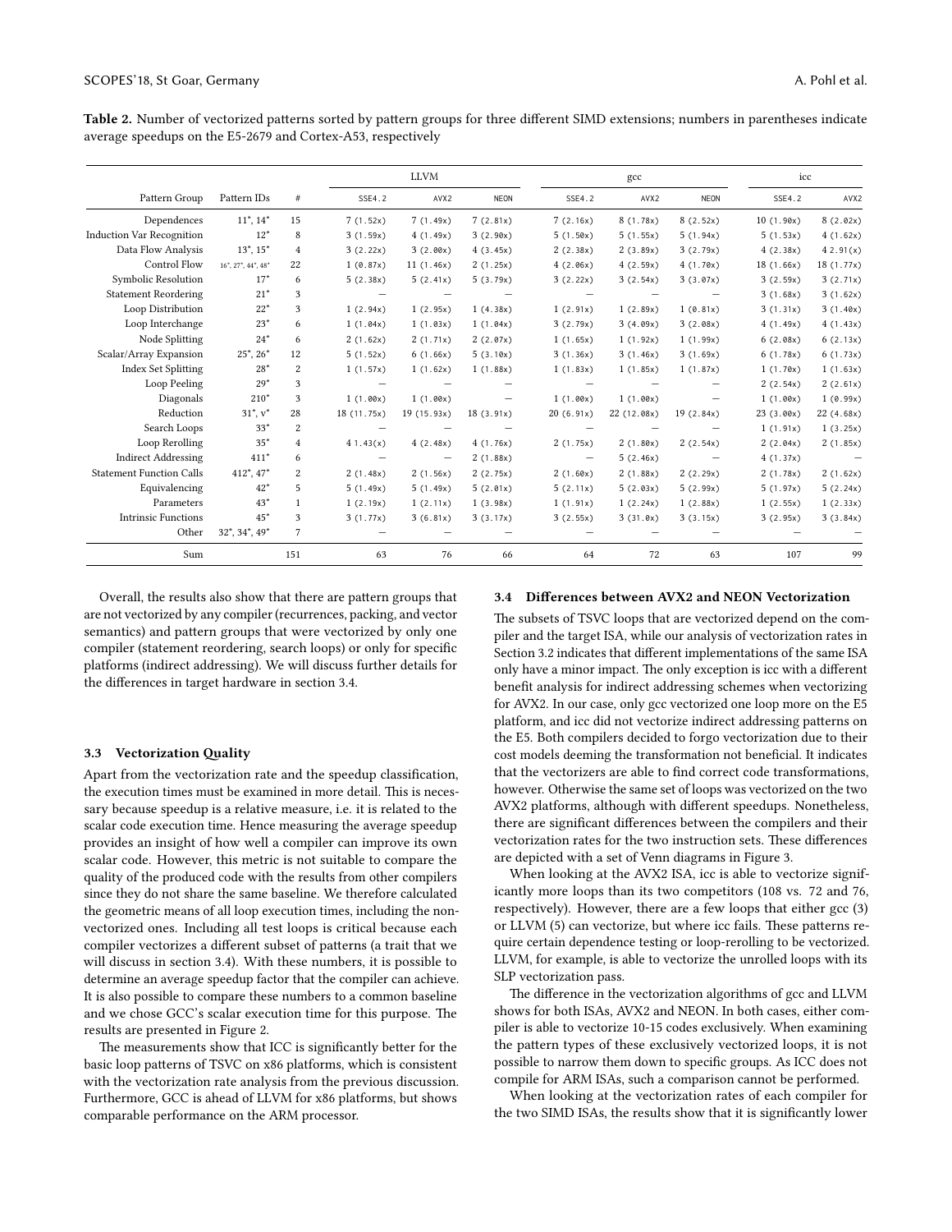**Table 2.** Number of vectorized patterns sorted by pattern groups for three different SIMD extensions; numbers in parentheses indicate average speedups on the E5-2679 and Cortex-A53, respectively

| Pattern Group | Pattern IDs | # | LLVM | | | gcc | | | icc | |
|---|---|---|---|---|---|---|---|---|---|---|
| | | | SSE4.2 | AVX2 | NEON | SSE4.2 | AVX2 | NEON | SSE4.2 | AVX2 |
| Dependences | 11*, 14* | 15 | 7 (1.52x) | 7 (1.49x) | 7 (2.81x) | 7 (2.16x) | 8 (1.78x) | 8 (2.52x) | 10 (1.90x) | 8 (2.02x) |
| Induction Var Recognition | 12* | 8 | 3 (1.59x) | 4 (1.49x) | 3 (2.90x) | 5 (1.50x) | 5 (1.55x) | 5 (1.94x) | 5 (1.53x) | 4 (1.62x) |
| Data Flow Analysis | 13*, 15* | 4 | 3 (2.22x) | 3 (2.00x) | 4 (3.45x) | 2 (2.38x) | 2 (3.89x) | 3 (2.79x) | 4 (2.38x) | 4 2.91(x) |
| Control Flow | 16*, 27*, 44*, 48* | 22 | 1 (0.87x) | 11 (1.46x) | 2 (1.25x) | 4 (2.06x) | 4 (2.59x) | 4 (1.70x) | 18 (1.66x) | 18 (1.77x) |
| Symbolic Resolution | 17* | 6 | 5 (2.38x) | 5 (2.41x) | 5 (3.79x) | 3 (2.22x) | 3 (2.54x) | 3 (3.07x) | 3 (2.59x) | 3 (2.71x) |
| Statement Reordering | 21* | 3 | — | — | — | — | — | — | 3 (1.68x) | 3 (1.62x) |
| Loop Distribution | 22* | 3 | 1 (2.94x) | 1 (2.95x) | 1 (4.38x) | 1 (2.91x) | 1 (2.89x) | 1 (0.81x) | 3 (1.31x) | 3 (1.40x) |
| Loop Interchange | 23* | 6 | 1 (1.04x) | 1 (1.03x) | 1 (1.04x) | 3 (2.79x) | 3 (4.09x) | 3 (2.08x) | 4 (1.49x) | 4 (1.43x) |
| Node Splitting | 24* | 6 | 2 (1.62x) | 2 (1.71x) | 2 (2.07x) | 1 (1.65x) | 1 (1.92x) | 1 (1.99x) | 6 (2.08x) | 6 (2.13x) |
| Scalar/Array Expansion | 25*, 26* | 12 | 5 (1.52x) | 6 (1.66x) | 5 (3.10x) | 3 (1.36x) | 3 (1.46x) | 3 (1.69x) | 6 (1.78x) | 6 (1.73x) |
| Index Set Splitting | 28* | 2 | 1 (1.57x) | 1 (1.62x) | 1 (1.88x) | 1 (1.83x) | 1 (1.85x) | 1 (1.87x) | 1 (1.70x) | 1 (1.63x) |
| Loop Peeling | 29* | 3 | — | — | — | — | — | — | 2 (2.54x) | 2 (2.61x) |
| Diagonals | 210* | 3 | 1 (1.00x) | 1 (1.00x) | — | 1 (1.00x) | 1 (1.00x) | — | 1 (1.00x) | 1 (0.99x) |
| Reduction | 31*, v* | 28 | 18 (11.75x) | 19 (15.93x) | 18 (3.91x) | 20 (6.91x) | 22 (12.08x) | 19 (2.84x) | 23 (3.00x) | 22 (4.68x) |
| Search Loops | 33* | 2 | — | — | — | — | — | — | 1 (1.91x) | 1 (3.25x) |
| Loop Rerolling | 35* | 4 | 4 1.43(x) | 4 (2.48x) | 4 (1.76x) | 2 (1.75x) | 2 (1.80x) | 2 (2.54x) | 2 (2.04x) | 2 (1.85x) |
| Indirect Addressing | 411* | 6 | — | — | 2 (1.88x) | — | 5 (2.46x) | — | 4 (1.37x) | — |
| Statement Function Calls | 412*, 47* | 2 | 2 (1.48x) | 2 (1.56x) | 2 (2.75x) | 2 (1.60x) | 2 (1.88x) | 2 (2.29x) | 2 (1.78x) | 2 (1.62x) |
| Equivalencing | 42* | 5 | 5 (1.49x) | 5 (1.49x) | 5 (2.01x) | 5 (2.11x) | 5 (2.03x) | 5 (2.99x) | 5 (1.97x) | 5 (2.24x) |
| Parameters | 43* | 1 | 1 (2.19x) | 1 (2.11x) | 1 (3.98x) | 1 (1.91x) | 1 (2.24x) | 1 (2.88x) | 1 (2.55x) | 1 (2.33x) |
| Intrinsic Functions | 45* | 3 | 3 (1.77x) | 3 (6.81x) | 3 (3.17x) | 3 (2.55x) | 3 (31.0x) | 3 (3.15x) | 3 (2.95x) | 3 (3.84x) |
| Other | 32*, 34*, 49* | 7 | — | — | — | — | — | — | — | — |
| Sum | | 151 | 63 | 76 | 66 | 64 | 72 | 63 | 107 | 99 |

Overall, the results also show that there are pattern groups that are not vectorized by any compiler (recurrences, packing, and vector semantics) and pattern groups that were vectorized by only one compiler (statement reordering, search loops) or only for specific platforms (indirect addressing). We will discuss further details for the differences in target hardware in section 3.4.

### 3.3 Vectorization Quality

Apart from the vectorization rate and the speedup classification, the execution times must be examined in more detail. This is necessary because speedup is a relative measure, i.e. it is related to the scalar code execution time. Hence measuring the average speedup provides an insight of how well a compiler can improve its own scalar code. However, this metric is not suitable to compare the quality of the produced code with the results from other compilers since they do not share the same baseline. We therefore calculated the geometric means of all loop execution times, including the non-vectorized ones. Including all test loops is critical because each compiler vectorizes a different subset of patterns (a trait that we will discuss in section 3.4). With these numbers, it is possible to determine an average speedup factor that the compiler can achieve. It is also possible to compare these numbers to a common baseline and we chose GCC's scalar execution time for this purpose. The results are presented in Figure 2.

The measurements show that ICC is significantly better for the basic loop patterns of TSVC on x86 platforms, which is consistent with the vectorization rate analysis from the previous discussion. Furthermore, GCC is ahead of LLVM for x86 platforms, but shows comparable performance on the ARM processor.

### 3.4 Differences between AVX2 and NEON Vectorization

The subsets of TSVC loops that are vectorized depend on the compiler and the target ISA, while our analysis of vectorization rates in Section 3.2 indicates that different implementations of the same ISA only have a minor impact. The only exception is icc with a different benefit analysis for indirect addressing schemes when vectorizing for AVX2. In our case, only gcc vectorized one loop more on the E5 platform, and icc did not vectorize indirect addressing patterns on the E5. Both compilers decided to forgo vectorization due to their cost models deeming the transformation not beneficial. It indicates that the vectorizers are able to find correct code transformations, however. Otherwise the same set of loops was vectorized on the two AVX2 platforms, although with different speedups. Nonetheless, there are significant differences between the compilers and their vectorization rates for the two instruction sets. These differences are depicted with a set of Venn diagrams in Figure 3.

When looking at the AVX2 ISA, icc is able to vectorize significantly more loops than its two competitors (108 vs. 72 and 76, respectively). However, there are a few loops that either gcc (3) or LLVM (5) can vectorize, but where icc fails. These patterns require certain dependence testing or loop-rerolling to be vectorized. LLVM, for example, is able to vectorize the unrolled loops with its SLP vectorization pass.

The difference in the vectorization algorithms of gcc and LLVM shows for both ISAs, AVX2 and NEON. In both cases, either compiler is able to vectorize 10-15 codes exclusively. When examining the pattern types of these exclusively vectorized loops, it is not possible to narrow them down to specific groups. As ICC does not compile for ARM ISAs, such a comparison cannot be performed.

When looking at the vectorization rates of each compiler for the two SIMD ISAs, the results show that it is significantly lower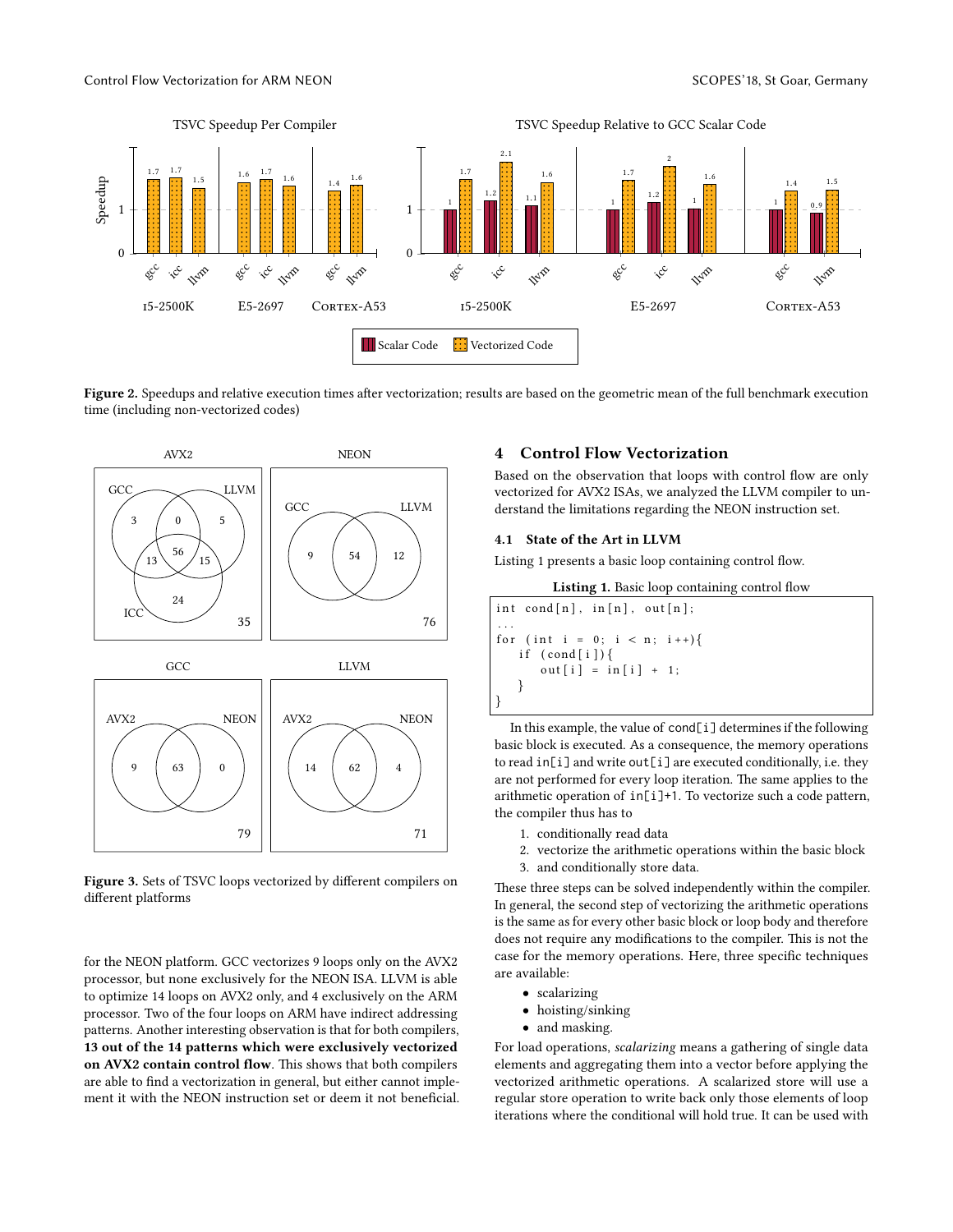**Figure 2.** Speedups and relative execution times after vectorization; results are based on the geometric mean of the full benchmark execution time (including non-vectorized codes)

**Figure 3.** Sets of TSVC loops vectorized by different compilers on different platforms

for the NEON platform. GCC vectorizes 9 loops only on the AVX2 processor, but none exclusively for the NEON ISA. LLVM is able to optimize 14 loops on AVX2 only, and 4 exclusively on the ARM processor. Two of the four loops on ARM have indirect addressing patterns. Another interesting observation is that for both compilers, **13 out of the 14 patterns which were exclusively vectorized on AVX2 contain control flow**. This shows that both compilers are able to find a vectorization in general, but either cannot implement it with the NEON instruction set or deem it not beneficial.

## 4 Control Flow Vectorization

Based on the observation that loops with control flow are only vectorized for AVX2 ISAs, we analyzed the LLVM compiler to understand the limitations regarding the NEON instruction set.

### 4.1 State of the Art in LLVM

Listing 1 presents a basic loop containing control flow.

**Listing 1.** Basic loop containing control flow

```
int cond[n], in[n], out[n];
...
for (int i = 0; i < n; i++){
    if (cond[i]){
        out[i] = in[i] + 1;
    }
}
```

In this example, the value of `cond[i]` determines if the following basic block is executed. As a consequence, the memory operations to read `in[i]` and write `out[i]` are executed conditionally, i.e. they are not performed for every loop iteration. The same applies to the arithmetic operation of `in[i]+1`. To vectorize such a code pattern, the compiler thus has to

1. conditionally read data
2. vectorize the arithmetic operations within the basic block
3. and conditionally store data.

These three steps can be solved independently within the compiler. In general, the second step of vectorizing the arithmetic operations is the same as for every other basic block or loop body and therefore does not require any modifications to the compiler. This is not the case for the memory operations. Here, three specific techniques are available:

- scalarizing
- hoisting/sinking
- and masking.

For load operations, *scalarizing* means a gathering of single data elements and aggregating them into a vector before applying the vectorized arithmetic operations. A scalarized store will use a regular store operation to write back only those elements of loop iterations where the conditional will hold true. It can be used with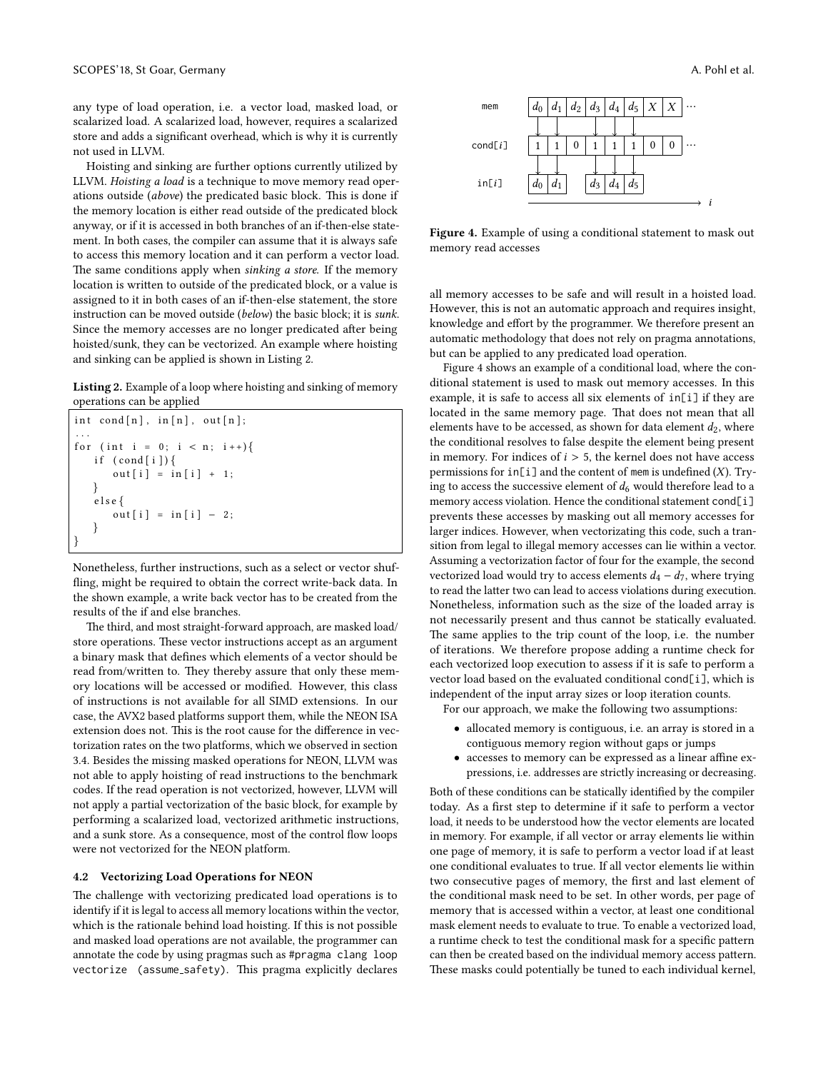any type of load operation, i.e. a vector load, masked load, or scalarized load. A scalarized load, however, requires a scalarized store and adds a significant overhead, which is why it is currently not used in LLVM.

Hoisting and sinking are further options currently utilized by LLVM. *Hoisting a load* is a technique to move memory read operations outside (*above*) the predicated basic block. This is done if the memory location is either read outside of the predicated block anyway, or if it is accessed in both branches of an if-then-else statement. In both cases, the compiler can assume that it is always safe to access this memory location and it can perform a vector load. The same conditions apply when *sinking a store*. If the memory location is written to outside of the predicated block, or a value is assigned to it in both cases of an if-then-else statement, the store instruction can be moved outside (*below*) the basic block; it is *sunk*. Since the memory accesses are no longer predicated after being hoisted/sunk, they can be vectorized. An example where hoisting and sinking can be applied is shown in Listing 2.

**Listing 2.** Example of a loop where hoisting and sinking of memory operations can be applied

```
int cond[n], in[n], out[n];
...
for (int i = 0; i < n; i++){
    if (cond[i]){
        out[i] = in[i] + 1;
    }
    else{
        out[i] = in[i] - 2;
    }
}
```

Nonetheless, further instructions, such as a select or vector shuffling, might be required to obtain the correct write-back data. In the shown example, a write back vector has to be created from the results of the if and else branches.

The third, and most straight-forward approach, are masked load/store operations. These vector instructions accept as an argument a binary mask that defines which elements of a vector should be read from/written to. They thereby assure that only these memory locations will be accessed or modified. However, this class of instructions is not available for all SIMD extensions. In our case, the AVX2 based platforms support them, while the NEON ISA extension does not. This is the root cause for the difference in vectorization rates on the two platforms, which we observed in section 3.4. Besides the missing masked operations for NEON, LLVM was not able to apply hoisting of read instructions to the benchmark codes. If the read operation is not vectorized, however, LLVM will not apply a partial vectorization of the basic block, for example by performing a scalarized load, vectorized arithmetic instructions, and a sunk store. As a consequence, most of the control flow loops were not vectorized for the NEON platform.

### 4.2 Vectorizing Load Operations for NEON

The challenge with vectorizing predicated load operations is to identify if it is legal to access all memory locations within the vector, which is the rationale behind load hoisting. If this is not possible and masked load operations are not available, the programmer can annotate the code by using pragmas such as `#pragma clang loop vectorize (assume_safety)`. This pragma explicitly declares all memory accesses to be safe and will result in a hoisted load. However, this is not an automatic approach and requires insight, knowledge and effort by the programmer. We therefore present an automatic methodology that does not rely on pragma annotations, but can be applied to any predicated load operation.

| | | | | | | | | | |
|---|---|---|---|---|---|---|---|---|---|
| mem | $d_0$ | $d_1$ | $d_2$ | $d_3$ | $d_4$ | $d_5$ | $X$ | $X$ | ··· |
| cond[$i$] | 1 | 1 | 0 | 1 | 1 | 1 | 0 | 0 | ··· |
| in[$i$] | $d_0$ | $d_1$ | | $d_3$ | $d_4$ | $d_5$ | | | |

**Figure 4.** Example of using a conditional statement to mask out memory read accesses

Figure 4 shows an example of a conditional load, where the conditional statement is used to mask out memory accesses. In this example, it is safe to access all six elements of `in[i]` if they are located in the same memory page. That does not mean that all elements have to be accessed, as shown for data element $d_2$, where the conditional resolves to false despite the element being present in memory. For indices of $i > 5$, the kernel does not have access permissions for `in[i]` and the content of `mem` is undefined ($X$). Trying to access the successive element of $d_6$ would therefore lead to a memory access violation. Hence the conditional statement `cond[i]` prevents these accesses by masking out all memory accesses for larger indices. However, when vectorizating this code, such a transition from legal to illegal memory accesses can lie within a vector. Assuming a vectorization factor of four for the example, the second vectorized load would try to access elements $d_4 - d_7$, where trying to read the latter two can lead to access violations during execution. Nonetheless, information such as the size of the loaded array is not necessarily present and thus cannot be statically evaluated. The same applies to the trip count of the loop, i.e. the number of iterations. We therefore propose adding a runtime check for each vectorized loop execution to assess if it is safe to perform a vector load based on the evaluated conditional `cond[i]`, which is independent of the input array sizes or loop iteration counts.

For our approach, we make the following two assumptions:

- allocated memory is contiguous, i.e. an array is stored in a contiguous memory region without gaps or jumps
- accesses to memory can be expressed as a linear affine expressions, i.e. addresses are strictly increasing or decreasing.

Both of these conditions can be statically identified by the compiler today. As a first step to determine if it safe to perform a vector load, it needs to be understood how the vector elements are located in memory. For example, if all vector or array elements lie within one page of memory, it is safe to perform a vector load if at least one conditional evaluates to true. If all vector elements lie within two consecutive pages of memory, the first and last element of the conditional mask need to be set. In other words, per page of memory that is accessed within a vector, at least one conditional mask element needs to evaluate to true. To enable a vectorized load, a runtime check to test the conditional mask for a specific pattern can then be created based on the individual memory access pattern. These masks could potentially be tuned to each individual kernel,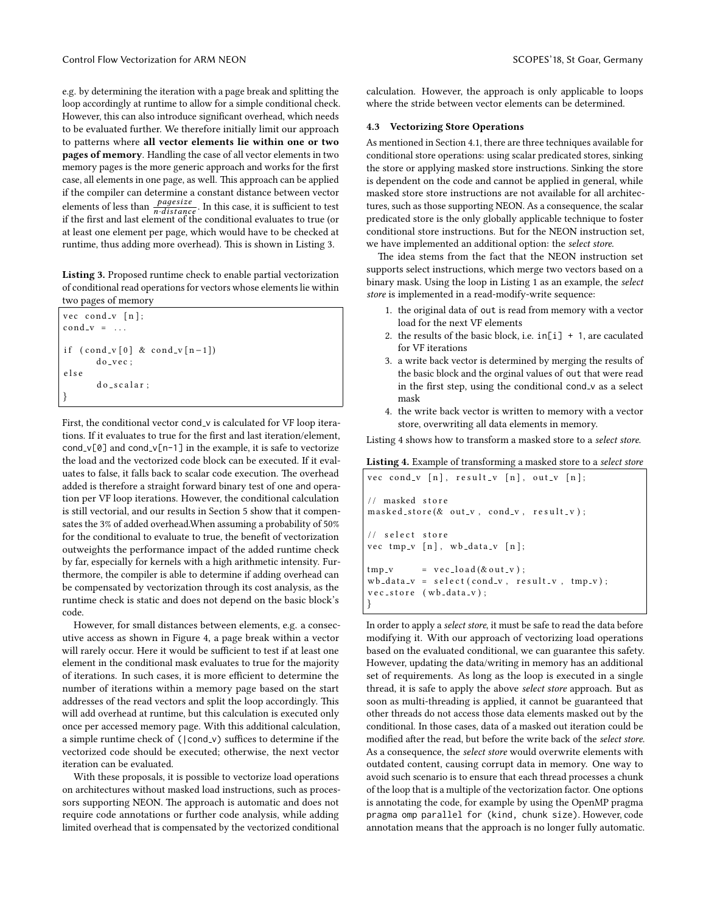e.g. by determining the iteration with a page break and splitting the loop accordingly at runtime to allow for a simple conditional check. However, this can also introduce significant overhead, which needs to be evaluated further. We therefore initially limit our approach to patterns where **all vector elements lie within one or two pages of memory**. Handling the case of all vector elements in two memory pages is the more generic approach and works for the first case, all elements in one page, as well. This approach can be applied if the compiler can determine a constant distance between vector elements of less than $\frac{pagesize}{n \cdot distance}$. In this case, it is sufficient to test if the first and last element of the conditional evaluates to true (or at least one element per page, which would have to be checked at runtime, thus adding more overhead). This is shown in Listing 3.

**Listing 3.** Proposed runtime check to enable partial vectorization of conditional read operations for vectors whose elements lie within two pages of memory

```
vec cond_v [n];
cond_v = ...

if (cond_v[0] & cond_v[n-1])
        do_vec;
else
        do_scalar;
}
```

First, the conditional vector cond_v is calculated for VF loop iterations. If it evaluates to true for the first and last iteration/element, cond_v[0] and cond_v[n-1] in the example, it is safe to vectorize the load and the vectorized code block can be executed. If it evaluates to false, it falls back to scalar code execution. The overhead added is therefore a straight forward binary test of one and operation per VF loop iterations. However, the conditional calculation is still vectorial, and our results in Section 5 show that it compensates the 3% of added overhead.When assuming a probability of 50% for the conditional to evaluate to true, the benefit of vectorization outweights the performance impact of the added runtime check by far, especially for kernels with a high arithmetic intensity. Furthermore, the compiler is able to determine if adding overhead can be compensated by vectorization through its cost analysis, as the runtime check is static and does not depend on the basic block's code.

However, for small distances between elements, e.g. a consecutive access as shown in Figure 4, a page break within a vector will rarely occur. Here it would be sufficient to test if at least one element in the conditional mask evaluates to true for the majority of iterations. In such cases, it is more efficient to determine the number of iterations within a memory page based on the start addresses of the read vectors and split the loop accordingly. This will add overhead at runtime, but this calculation is executed only once per accessed memory page. With this additional calculation, a simple runtime check of (|cond_v) suffices to determine if the vectorized code should be executed; otherwise, the next vector iteration can be evaluated.

With these proposals, it is possible to vectorize load operations on architectures without masked load instructions, such as processors supporting NEON. The approach is automatic and does not require code annotations or further code analysis, while adding limited overhead that is compensated by the vectorized conditional calculation. However, the approach is only applicable to loops where the stride between vector elements can be determined.

### 4.3 Vectorizing Store Operations

As mentioned in Section 4.1, there are three techniques available for conditional store operations: using scalar predicated stores, sinking the store or applying masked store instructions. Sinking the store is dependent on the code and cannot be applied in general, while masked store store instructions are not available for all architectures, such as those supporting NEON. As a consequence, the scalar predicated store is the only globally applicable technique to foster conditional store instructions. But for the NEON instruction set, we have implemented an additional option: the *select store*.

The idea stems from the fact that the NEON instruction set supports select instructions, which merge two vectors based on a binary mask. Using the loop in Listing 1 as an example, the *select store* is implemented in a read-modify-write sequence:

1. the original data of out is read from memory with a vector load for the next VF elements
2. the results of the basic block, i.e. in[i] + 1, are caculated for VF iterations
3. a write back vector is determined by merging the results of the basic block and the orginal values of out that were read in the first step, using the conditional cond_v as a select mask
4. the write back vector is written to memory with a vector store, overwriting all data elements in memory.

Listing 4 shows how to transform a masked store to a *select store*.

**Listing 4.** Example of transforming a masked store to a *select store*

```
vec cond_v [n], result_v [n], out_v [n];

// masked store
masked_store(& out_v, cond_v, result_v);

// select store
vec tmp_v [n], wb_data_v [n];

tmp_v      = vec_load(&out_v);
wb_data_v = select(cond_v, result_v, tmp_v);
vec_store (wb_data_v);
}
```

In order to apply a *select store*, it must be safe to read the data before modifying it. With our approach of vectorizing load operations based on the evaluated conditional, we can guarantee this safety. However, updating the data/writing in memory has an additional set of requirements. As long as the loop is executed in a single thread, it is safe to apply the above *select store* approach. But as soon as multi-threading is applied, it cannot be guaranteed that other threads do not access those data elements masked out by the conditional. In those cases, data of a masked out iteration could be modified after the read, but before the write back of the *select store*. As a consequence, the *select store* would overwrite elements with outdated content, causing corrupt data in memory. One way to avoid such scenario is to ensure that each thread processes a chunk of the loop that is a multiple of the vectorization factor. One options is annotating the code, for example by using the OpenMP pragma pragma omp parallel for (kind, chunk size). However, code annotation means that the approach is no longer fully automatic.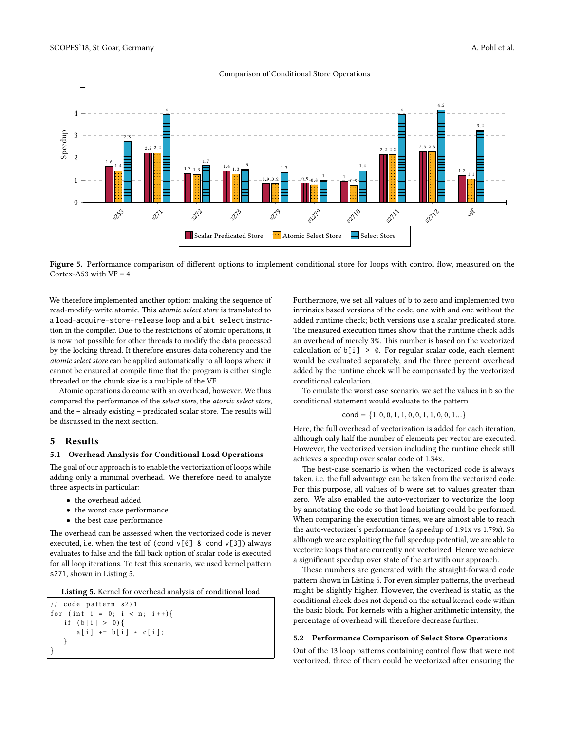Comparison of Conditional Store Operations

| Kernel | Scalar Predicated Store | Atomic Select Store | Select Store |
|---|---|---|---|
| s253 | 1.6 | 1.4 | 2.8 |
| s271 | 2.2 | 2.2 | 4 |
| s272 | 1.3 | 1.3 | 1.7 |
| s273 | 1.4 | 1.3 | 1.5 |
| s279 | 0.9 | 0.9 | 1.3 |
| s1279 | 0.9 | 0.8 | 1 |
| s2710 | 1 | 0.8 | 1.4 |
| s2711 | 2.2 | 2.2 | 4 |
| s2712 | 2.3 | 2.3 | 4.2 |
| vif | 1.2 | 1.1 | 3.2 |

**Figure 5.** Performance comparison of different options to implement conditional store for loops with control flow, measured on the Cortex-A53 with VF = 4

We therefore implemented another option: making the sequence of read-modify-write atomic. This *atomic select store* is translated to a `load-acquire-store-release` loop and a `bit select` instruction in the compiler. Due to the restrictions of atomic operations, it is now not possible for other threads to modify the data processed by the locking thread. It therefore ensures data coherency and the *atomic select store* can be applied automatically to all loops where it cannot be ensured at compile time that the program is either single threaded or the chunk size is a multiple of the VF.

Atomic operations do come with an overhead, however. We thus compared the performance of the *select store*, the *atomic select store*, and the – already existing – predicated scalar store. The results will be discussed in the next section.

## 5 Results

### 5.1 Overhead Analysis for Conditional Load Operations

The goal of our approach is to enable the vectorization of loops while adding only a minimal overhead. We therefore need to analyze three aspects in particular:

- the overhead added
- the worst case performance
- the best case performance

The overhead can be assessed when the vectorized code is never executed, i.e. when the test of `(cond_v[0] & cond_v[3])` always evaluates to false and the fall back option of scalar code is executed for all loop iterations. To test this scenario, we used kernel pattern `s271`, shown in Listing 5.

**Listing 5.** Kernel for overhead analysis of conditional load

```
// code pattern s271
for (int i = 0; i < n; i++){
    if (b[i] > 0){
        a[i] += b[i] * c[i];
    }
}
```

Furthermore, we set all values of `b` to zero and implemented two intrinsics based versions of the code, one with and one without the added runtime check; both versions use a scalar predicated store. The measured execution times show that the runtime check adds an overhead of merely 3%. This number is based on the vectorized calculation of `b[i] > 0`. For regular scalar code, each element would be evaluated separately, and the three percent overhead added by the runtime check will be compensated by the vectorized conditional calculation.

To emulate the worst case scenario, we set the values in `b` so the conditional statement would evaluate to the pattern

$$\text{cond} = \{1, 0, 0, 1, 1, 0, 0, 1, 1, 0, 0, 1 \ldots\}$$

Here, the full overhead of vectorization is added for each iteration, although only half the number of elements per vector are executed. However, the vectorized version including the runtime check still achieves a speedup over scalar code of 1.34x.

The best-case scenario is when the vectorized code is always taken, i.e. the full advantage can be taken from the vectorized code. For this purpose, all values of `b` were set to values greater than zero. We also enabled the auto-vectorizer to vectorize the loop by annotating the code so that load hoisting could be performed. When comparing the execution times, we are almost able to reach the auto-vectorizer's performance (a speedup of 1.91x vs 1.79x). So although we are exploiting the full speedup potential, we are able to vectorize loops that are currently not vectorized. Hence we achieve a significant speedup over state of the art with our approach.

These numbers are generated with the straight-forward code pattern shown in Listing 5. For even simpler patterns, the overhead might be slightly higher. However, the overhead is static, as the conditional check does not depend on the actual kernel code within the basic block. For kernels with a higher arithmetic intensity, the percentage of overhead will therefore decrease further.

### 5.2 Performance Comparison of Select Store Operations

Out of the 13 loop patterns containing control flow that were not vectorized, three of them could be vectorized after ensuring the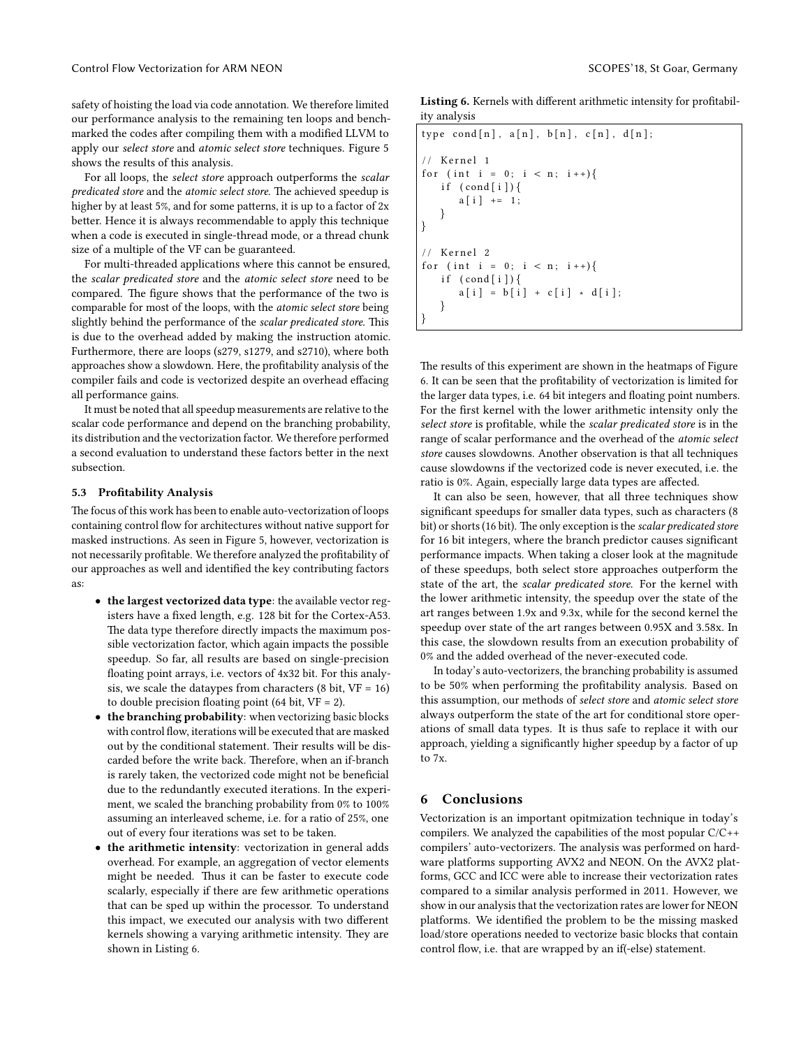safety of hoisting the load via code annotation. We therefore limited our performance analysis to the remaining ten loops and benchmarked the codes after compiling them with a modified LLVM to apply our *select store* and *atomic select store* techniques. Figure 5 shows the results of this analysis.

For all loops, the *select store* approach outperforms the *scalar predicated store* and the *atomic select store*. The achieved speedup is higher by at least 5%, and for some patterns, it is up to a factor of 2x better. Hence it is always recommendable to apply this technique when a code is executed in single-thread mode, or a thread chunk size of a multiple of the VF can be guaranteed.

For multi-threaded applications where this cannot be ensured, the *scalar predicated store* and the *atomic select store* need to be compared. The figure shows that the performance of the two is comparable for most of the loops, with the *atomic select store* being slightly behind the performance of the *scalar predicated store*. This is due to the overhead added by making the instruction atomic. Furthermore, there are loops (s279, s1279, and s2710), where both approaches show a slowdown. Here, the profitability analysis of the compiler fails and code is vectorized despite an overhead effacing all performance gains.

It must be noted that all speedup measurements are relative to the scalar code performance and depend on the branching probability, its distribution and the vectorization factor. We therefore performed a second evaluation to understand these factors better in the next subsection.

### 5.3 Profitability Analysis

The focus of this work has been to enable auto-vectorization of loops containing control flow for architectures without native support for masked instructions. As seen in Figure 5, however, vectorization is not necessarily profitable. We therefore analyzed the profitability of our approaches as well and identified the key contributing factors as:

- **the largest vectorized data type**: the available vector registers have a fixed length, e.g. 128 bit for the Cortex-A53. The data type therefore directly impacts the maximum possible vectorization factor, which again impacts the possible speedup. So far, all results are based on single-precision floating point arrays, i.e. vectors of 4x32 bit. For this analysis, we scale the datatypes from characters (8 bit, VF = 16) to double precision floating point (64 bit, VF = 2).
- **the branching probability**: when vectorizing basic blocks with control flow, iterations will be executed that are masked out by the conditional statement. Their results will be discarded before the write back. Therefore, when an if-branch is rarely taken, the vectorized code might not be beneficial due to the redundantly executed iterations. In the experiment, we scaled the branching probability from 0% to 100% assuming an interleaved scheme, i.e. for a ratio of 25%, one out of every four iterations was set to be taken.
- **the arithmetic intensity**: vectorization in general adds overhead. For example, an aggregation of vector elements might be needed. Thus it can be faster to execute code scalarly, especially if there are few arithmetic operations that can be sped up within the processor. To understand this impact, we executed our analysis with two different kernels showing a varying arithmetic intensity. They are shown in Listing 6.

**Listing 6.** Kernels with different arithmetic intensity for profitability analysis

```
type cond[n], a[n], b[n], c[n], d[n];

// Kernel 1
for (int i = 0; i < n; i++){
    if (cond[i]){
        a[i] += 1;
    }
}

// Kernel 2
for (int i = 0; i < n; i++){
    if (cond[i]){
        a[i] = b[i] + c[i] * d[i];
    }
}
```

The results of this experiment are shown in the heatmaps of Figure 6. It can be seen that the profitability of vectorization is limited for the larger data types, i.e. 64 bit integers and floating point numbers. For the first kernel with the lower arithmetic intensity only the *select store* is profitable, while the *scalar predicated store* is in the range of scalar performance and the overhead of the *atomic select store* causes slowdowns. Another observation is that all techniques cause slowdowns if the vectorized code is never executed, i.e. the ratio is 0%. Again, especially large data types are affected.

It can also be seen, however, that all three techniques show significant speedups for smaller data types, such as characters (8 bit) or shorts (16 bit). The only exception is the *scalar predicated store* for 16 bit integers, where the branch predictor causes significant performance impacts. When taking a closer look at the magnitude of these speedups, both select store approaches outperform the state of the art, the *scalar predicated store*. For the kernel with the lower arithmetic intensity, the speedup over the state of the art ranges between 1.9x and 9.3x, while for the second kernel the speedup over state of the art ranges between 0.95X and 3.58x. In this case, the slowdown results from an execution probability of 0% and the added overhead of the never-executed code.

In today's auto-vectorizers, the branching probability is assumed to be 50% when performing the profitability analysis. Based on this assumption, our methods of *select store* and *atomic select store* always outperform the state of the art for conditional store operations of small data types. It is thus safe to replace it with our approach, yielding a significantly higher speedup by a factor of up to 7x.

## 6 Conclusions

Vectorization is an important opitmization technique in today's compilers. We analyzed the capabilities of the most popular C/C++ compilers' auto-vectorizers. The analysis was performed on hardware platforms supporting AVX2 and NEON. On the AVX2 platforms, GCC and ICC were able to increase their vectorization rates compared to a similar analysis performed in 2011. However, we show in our analysis that the vectorization rates are lower for NEON platforms. We identified the problem to be the missing masked load/store operations needed to vectorize basic blocks that contain control flow, i.e. that are wrapped by an if(-else) statement.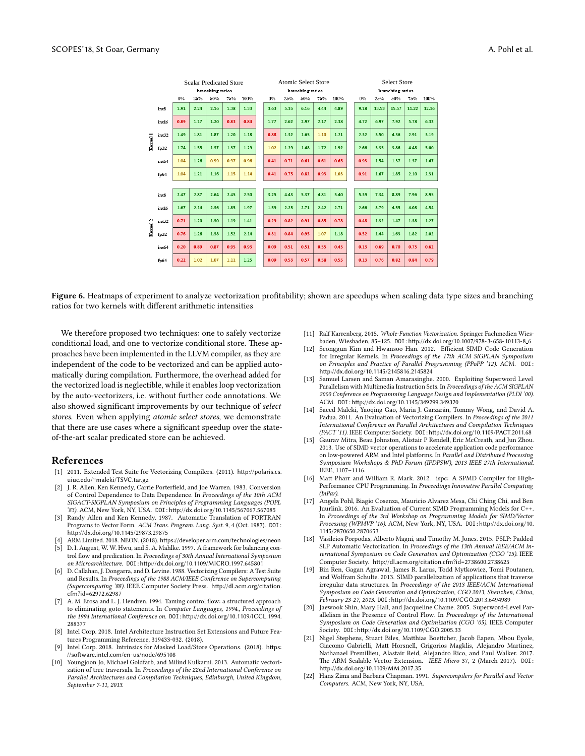| | | Scalar Predicated Store | | | | | Atomic Select Store | | | | | Select Store | | | | |
|---|---|---|---|---|---|---|---|---|---|---|---|---|---|---|---|---|
| | | branching ratios | | | | | branching ratios | | | | | branching ratios | | | | |
| | | 0% | 25% | 50% | 75% | 100% | 0% | 25% | 50% | 75% | 100% | 0% | 25% | 50% | 75% | 100% |
| Kernel 1 | int8 | 1.91 | 2.24 | 2.16 | 1.38 | 1.33 | 3.63 | 5.35 | 6.16 | 4.44 | 4.89 | 9.18 | 13.53 | 15.57 | 11.22 | 12.36 |
| | int16 | 0.89 | 1.17 | 1.20 | 0.83 | 0.84 | 1.77 | 2.62 | 2.97 | 2.17 | 2.38 | 4.72 | 6.97 | 7.92 | 5.78 | 6.32 |
| | int32 | 1.49 | 1.81 | 1.87 | 1.20 | 1.18 | 0.88 | 1.32 | 1.65 | 1.10 | 1.21 | 2.32 | 3.50 | 4.36 | 2.91 | 3.19 |
| | fp32 | 1.74 | 1.55 | 1.37 | 1.37 | 1.29 | 1.02 | 1.29 | 1.48 | 1.72 | 1.92 | 2.66 | 3.35 | 3.86 | 4.48 | 5.00 |
| | int64 | 1.04 | 1.26 | 0.99 | 0.97 | 0.96 | 0.41 | 0.71 | 0.61 | 0.61 | 0.65 | 0.93 | 1.54 | 1.37 | 1.37 | 1.47 |
| | fp64 | 1.04 | 1.21 | 1.16 | 1.15 | 1.14 | 0.41 | 0.75 | 0.82 | 0.93 | 1.03 | 0.91 | 1.67 | 1.85 | 2.10 | 2.31 |
| Kernel 2 | int8 | 2.47 | 2.87 | 2.64 | 2.45 | 2.50 | 3.25 | 4.43 | 5.37 | 4.81 | 5.40 | 5.39 | 7.34 | 8.89 | 7.96 | 8.95 |
| | int16 | 1.67 | 2.14 | 2.36 | 1.85 | 1.97 | 1.59 | 2.25 | 2.71 | 2.42 | 2.71 | 2.66 | 3.79 | 4.55 | 4.08 | 4.54 |
| | int32 | 0.71 | 1.20 | 1.30 | 1.19 | 1.41 | 0.29 | 0.82 | 0.91 | 0.85 | 0.78 | 0.48 | 1.32 | 1.47 | 1.38 | 1.27 |
| | fp32 | 0.76 | 1.26 | 1.38 | 1.52 | 2.14 | 0.31 | 0.84 | 0.95 | 1.07 | 1.18 | 0.52 | 1.44 | 1.63 | 1.82 | 2.02 |
| | int64 | 0.20 | 0.89 | 0.87 | 0.95 | 0.93 | 0.09 | 0.51 | 0.51 | 0.55 | 0.45 | 0.13 | 0.69 | 0.70 | 0.75 | 0.62 |
| | fp64 | 0.22 | 1.02 | 1.07 | 1.11 | 1.25 | 0.09 | 0.53 | 0.57 | 0.58 | 0.55 | 0.13 | 0.76 | 0.82 | 0.84 | 0.79 |

**Figure 6.** Heatmaps of experiment to analyze vectorization profitability; shown are speedups when scaling data type sizes and branching ratios for two kernels with different arithmetic intensities

We therefore proposed two techniques: one to safely vectorize conditional load, and one to vectorize conditional store. These approaches have been implemented in the LLVM compiler, as they are independent of the code to be vectorized and can be applied automatically during compilation. Furthermore, the overhead added for the vectorized load is neglectible, while it enables loop vectorization by the auto-vectorizers, i.e. without further code annotations. We also showed significant improvements by our technique of *select stores*. Even when applying *atomic select stores*, we demonstrate that there are use cases where a significant speedup over the state-of-the-art scalar predicated store can be achieved.

## References

[1] 2011. Extended Test Suite for Vectorizing Compilers. (2011). http://polaris.cs.uiuc.edu/~maleki/TSVC.tar.gz

[2] J. R. Allen, Ken Kennedy, Carrie Porterfield, and Joe Warren. 1983. Conversion of Control Dependence to Data Dependence. In *Proceedings of the 10th ACM SIGACT-SIGPLAN Symposium on Principles of Programming Languages (POPL '83)*. ACM, New York, NY, USA. DOI: http://dx.doi.org/10.1145/567067.567085

[3] Randy Allen and Ken Kennedy. 1987. Automatic Translation of FORTRAN Programs to Vector Form. *ACM Trans. Program. Lang. Syst.* 9, 4 (Oct. 1987). DOI: http://dx.doi.org/10.1145/29873.29875

[4] ARM Limited. 2018. NEON. (2018). https://developer.arm.com/technologies/neon

[5] D. I. August, W. W. Hwu, and S. A. Mahlke. 1997. A framework for balancing control flow and predication. In *Proceedings of 30th Annual International Symposium on Microarchitecture*. DOI: http://dx.doi.org/10.1109/MICRO.1997.645801

[6] D. Callahan, J. Dongarra, and D. Levine. 1988. Vectorizing Compilers: A Test Suite and Results. In *Proceedings of the 1988 ACM/IEEE Conference on Supercomputing (Supercomputing '88)*. IEEE Computer Society Press. http://dl.acm.org/citation.cfm?id=62972.62987

[7] A. M. Erosa and L. J. Hendren. 1994. Taming control flow: a structured approach to eliminating goto statements. In *Computer Languages, 1994., Proceedings of the 1994 International Conference on*. DOI: http://dx.doi.org/10.1109/ICCL.1994.288377

[8] Intel Corp. 2018. Intel Architecture Instruction Set Extensions and Future Features Programming Reference, 319433-032. (2018).

[9] Intel Corp. 2018. Intrinsics for Masked Load/Store Operations. (2018). https://software.intel.com/en-us/node/695108

[10] Youngjoon Jo, Michael Goldfarb, and Milind Kulkarni. 2013. Automatic vectorization of tree traversals. In *Proceedings of the 22nd International Conference on Parallel Architectures and Compilation Techniques, Edinburgh, United Kingdom, September 7-11, 2013*.

[11] Ralf Karrenberg. 2015. *Whole-Function Vectorization*. Springer Fachmedien Wiesbaden, Wiesbaden, 85–125. DOI: http://dx.doi.org/10.1007/978-3-658-10113-8_6

[12] Seonggun Kim and Hwansoo Han. 2012. Efficient SIMD Code Generation for Irregular Kernels. In *Proceedings of the 17th ACM SIGPLAN Symposium on Principles and Practice of Parallel Programming (PPoPP '12)*. ACM. DOI: http://dx.doi.org/10.1145/2145816.2145824

[13] Samuel Larsen and Saman Amarasinghe. 2000. Exploiting Superword Level Parallelism with Multimedia Instruction Sets. In *Proceedings of the ACM SIGPLAN 2000 Conference on Programming Language Design and Implementation (PLDI '00)*. ACM. DOI: http://dx.doi.org/10.1145/349299.349320

[14] Saeed Maleki, Yaoqing Gao, Maria J. Garzarán, Tommy Wong, and David A. Padua. 2011. An Evaluation of Vectorizing Compilers. In *Proceedings of the 2011 International Conference on Parallel Architectures and Compilation Techniques (PACT '11)*. IEEE Computer Society. DOI: http://dx.doi.org/10.1109/PACT.2011.68

[15] Gaurav Mitra, Beau Johnston, Alistair P Rendell, Eric McCreath, and Jun Zhou. 2013. Use of SIMD vector operations to accelerate application code performance on low-powered ARM and Intel platforms. In *Parallel and Distributed Processing Symposium Workshops & PhD Forum (IPDPSW), 2013 IEEE 27th International*. IEEE, 1107–1116.

[16] Matt Pharr and William R. Mark. 2012. ispc: A SPMD Compiler for High-Performance CPU Programming. In *Proceedings Innovative Parallel Computing (InPar)*.

[17] Angela Pohl, Biagio Cosenza, Mauricio Alvarez Mesa, Chi Ching Chi, and Ben Juurlink. 2016. An Evaluation of Current SIMD Programming Models for C++. In *Proceedings of the 3rd Workshop on Programming Models for SIMD/Vector Processing (WPMVP '16)*. ACM, New York, NY, USA. DOI: http://dx.doi.org/10.1145/2870650.2870653

[18] Vasileios Porpodas, Alberto Magni, and Timothy M. Jones. 2015. PSLP: Padded SLP Automatic Vectorization. In *Proceedings of the 13th Annual IEEE/ACM International Symposium on Code Generation and Optimization (CGO '15)*. IEEE Computer Society. http://dl.acm.org/citation.cfm?id=2738600.2738625

[19] Bin Ren, Gagan Agrawal, James R. Larus, Todd Mytkowicz, Tomi Poutanen, and Wolfram Schulte. 2013. SIMD parallelization of applications that traverse irregular data structures. In *Proceedings of the 2013 IEEE/ACM International Symposium on Code Generation and Optimization, CGO 2013, Shenzhen, China, February 23-27, 2013*. DOI: http://dx.doi.org/10.1109/CGO.2013.6494989

[20] Jaewook Shin, Mary Hall, and Jacqueline Chame. 2005. Superword-Level Parallelism in the Presence of Control Flow. In *Proceedings of the International Symposium on Code Generation and Optimization (CGO '05)*. IEEE Computer Society. DOI: http://dx.doi.org/10.1109/CGO.2005.33

[21] Nigel Stephens, Stuart Biles, Matthias Boettcher, Jacob Eapen, Mbou Eyole, Giacomo Gabrielli, Matt Horsnell, Grigorios Magklis, Alejandro Martinez, Nathanael Premillieu, Alastair Reid, Alejandro Rico, and Paul Walker. 2017. The ARM Scalable Vector Extension. *IEEE Micro* 37, 2 (March 2017). DOI: http://dx.doi.org/10.1109/MM.2017.35

[22] Hans Zima and Barbara Chapman. 1991. *Supercompilers for Parallel and Vector Computers*. ACM, New York, NY, USA.